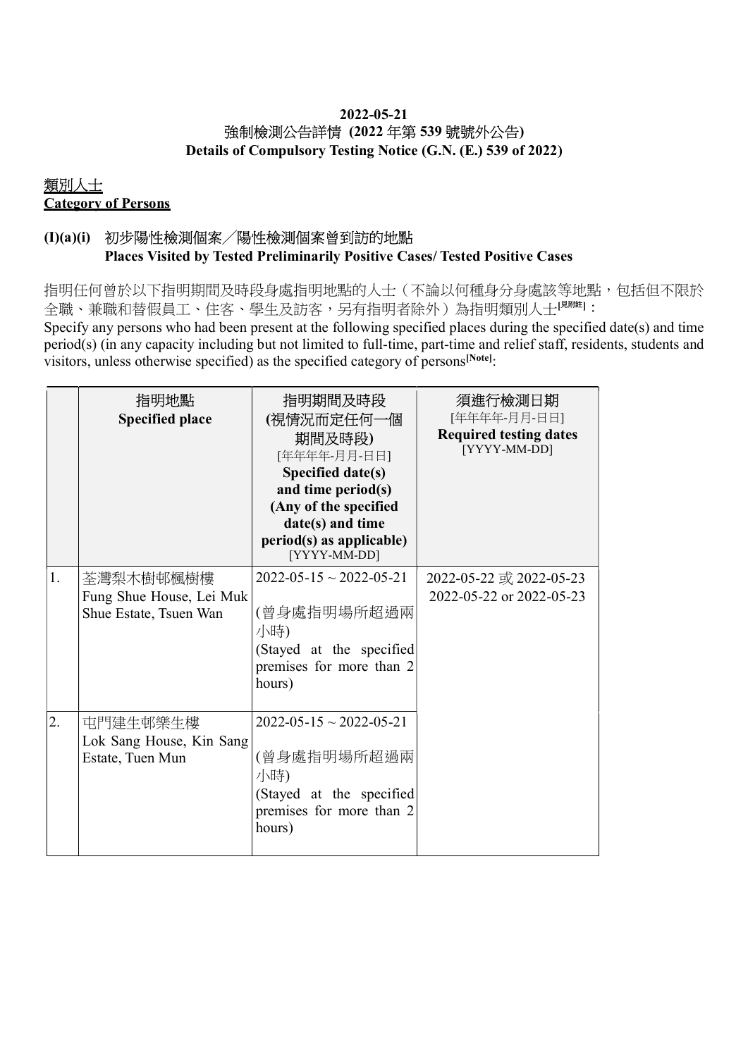**2022-05-21**
**強制檢測公告詳情 (2022 年第 539 號號外公告)**
**Details of Compulsory Testing Notice (G.N. (E.) 539 of 2022)**

## 類別人士
## Category of Persons

### (I)(a)(i) 初步陽性檢測個案／陽性檢測個案曾到訪的地點 Places Visited by Tested Preliminarily Positive Cases/ Tested Positive Cases

指明任何曾於以下指明期間及時段身處指明地點的人士（不論以何種身分身處該等地點，包括但不限於全職、兼職和替假員工、住客、學生及訪客，另有指明者除外）為指明類別人士[見附註]：
Specify any persons who had been present at the following specified places during the specified date(s) and time period(s) (in any capacity including but not limited to full-time, part-time and relief staff, residents, students and visitors, unless otherwise specified) as the specified category of persons[Note]:

| | 指明地點 Specified place | 指明期間及時段 (視情況而定任何一個期間及時段) [年年年年-月月-日日] Specified date(s) and time period(s) (Any of the specified date(s) and time period(s) as applicable) [YYYY-MM-DD] | 須進行檢測日期 [年年年年-月月-日日] Required testing dates [YYYY-MM-DD] |
|---|---|---|---|
| 1. | 荃灣梨木樹邨楓樹樓 Fung Shue House, Lei Muk Shue Estate, Tsuen Wan | 2022-05-15 ~ 2022-05-21 (曾身處指明場所超過兩小時) (Stayed at the specified premises for more than 2 hours) | 2022-05-22 或 2022-05-23 2022-05-22 or 2022-05-23 |
| 2. | 屯門建生邨樂生樓 Lok Sang House, Kin Sang Estate, Tuen Mun | 2022-05-15 ~ 2022-05-21 (曾身處指明場所超過兩小時) (Stayed at the specified premises for more than 2 hours) | |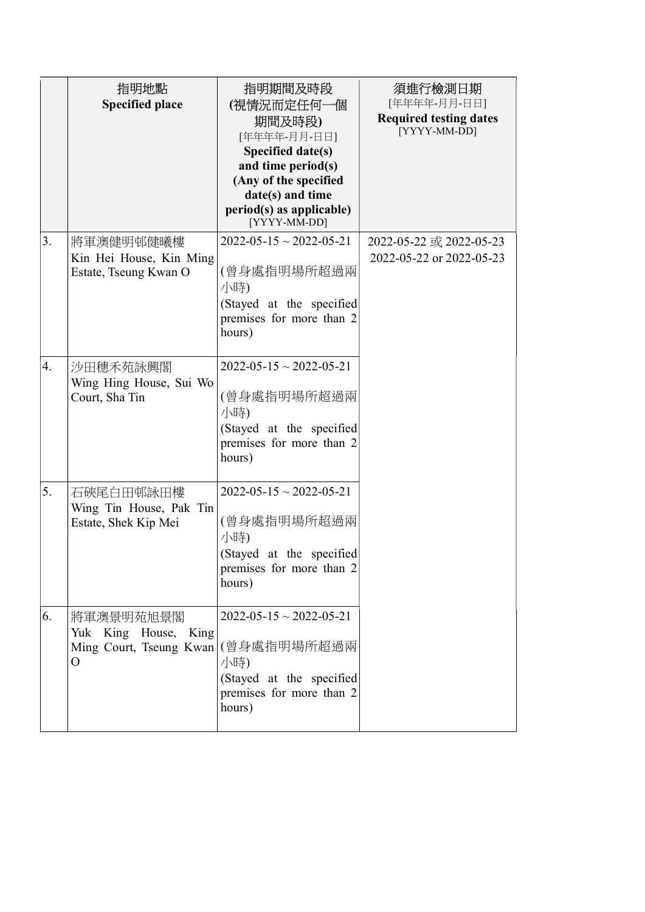| | 指明地點<br>**Specified place** | 指明期間及時段<br>**(視情況而定任何一個期間及時段)**<br>[年年年年-月月-日日]<br>**Specified date(s) and time period(s) (Any of the specified date(s) and time period(s) as applicable)**<br>[YYYY-MM-DD] | 須進行檢測日期<br>[年年年年-月月-日日]<br>**Required testing dates**<br>[YYYY-MM-DD] |
|---|---|---|---|
| 3. | 將軍澳健明邨健曦樓<br>Kin Hei House, Kin Ming Estate, Tseung Kwan O | 2022-05-15 ~ 2022-05-21<br><br>(曾身處指明場所超過兩小時)<br>(Stayed at the specified premises for more than 2 hours) | 2022-05-22 或 2022-05-23<br>2022-05-22 or 2022-05-23 |
| 4. | 沙田穗禾苑詠興閣<br>Wing Hing House, Sui Wo Court, Sha Tin | 2022-05-15 ~ 2022-05-21<br><br>(曾身處指明場所超過兩小時)<br>(Stayed at the specified premises for more than 2 hours) | |
| 5. | 石硤尾白田邨詠田樓<br>Wing Tin House, Pak Tin Estate, Shek Kip Mei | 2022-05-15 ~ 2022-05-21<br><br>(曾身處指明場所超過兩小時)<br>(Stayed at the specified premises for more than 2 hours) | |
| 6. | 將軍澳景明苑旭景閣<br>Yuk King House, King Ming Court, Tseung Kwan O | 2022-05-15 ~ 2022-05-21<br><br>(曾身處指明場所超過兩小時)<br>(Stayed at the specified premises for more than 2 hours) | |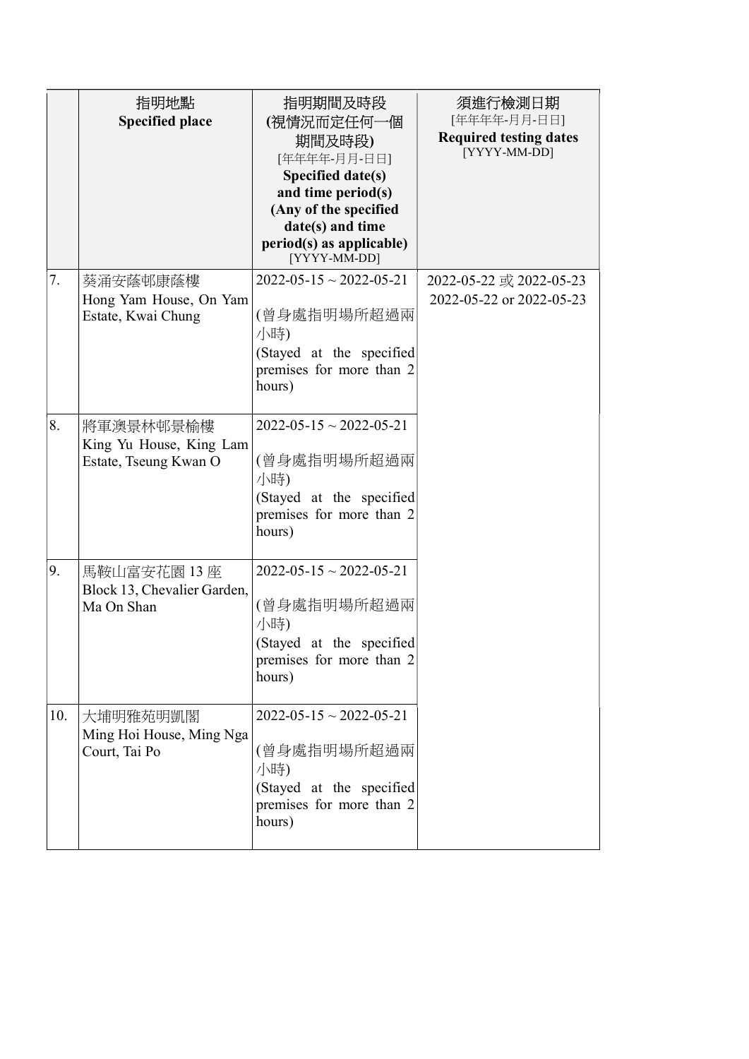| | 指明地點<br>**Specified place** | 指明期間及時段<br>**(視情況而定任何一個期間及時段)**<br>[年年年年-月月-日日]<br>**Specified date(s) and time period(s) (Any of the specified date(s) and time period(s) as applicable)**<br>[YYYY-MM-DD] | 須進行檢測日期<br>[年年年年-月月-日日]<br>**Required testing dates**<br>[YYYY-MM-DD] |
|---|---|---|---|
| 7. | 葵涌安蔭邨康蔭樓<br>Hong Yam House, On Yam Estate, Kwai Chung | 2022-05-15 ~ 2022-05-21<br><br>(曾身處指明場所超過兩小時)<br>(Stayed at the specified premises for more than 2 hours) | 2022-05-22 或 2022-05-23<br>2022-05-22 or 2022-05-23 |
| 8. | 將軍澳景林邨景榆樓<br>King Yu House, King Lam Estate, Tseung Kwan O | 2022-05-15 ~ 2022-05-21<br><br>(曾身處指明場所超過兩小時)<br>(Stayed at the specified premises for more than 2 hours) | |
| 9. | 馬鞍山富安花園 13 座<br>Block 13, Chevalier Garden, Ma On Shan | 2022-05-15 ~ 2022-05-21<br><br>(曾身處指明場所超過兩小時)<br>(Stayed at the specified premises for more than 2 hours) | |
| 10. | 大埔明雅苑明凱閣<br>Ming Hoi House, Ming Nga Court, Tai Po | 2022-05-15 ~ 2022-05-21<br><br>(曾身處指明場所超過兩小時)<br>(Stayed at the specified premises for more than 2 hours) | |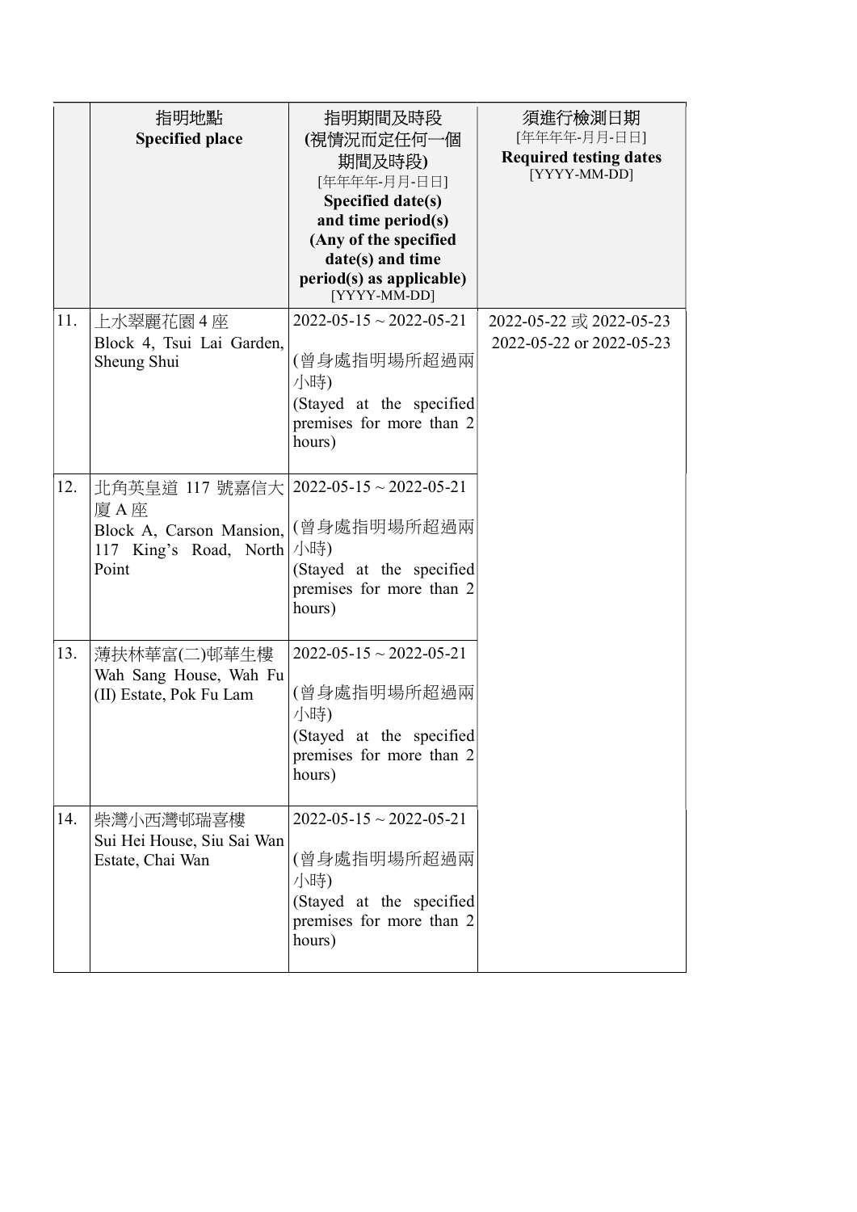| | 指明地點<br>**Specified place** | 指明期間及時段<br>**(視情況而定任何一個期間及時段)**<br>[年年年年-月月-日日]<br>**Specified date(s) and time period(s) (Any of the specified date(s) and time period(s) as applicable)**<br>[YYYY-MM-DD] | 須進行檢測日期<br>[年年年年-月月-日日]<br>**Required testing dates**<br>[YYYY-MM-DD] |
|---|---|---|---|
| 11. | 上水翠麗花園 4 座<br>Block 4, Tsui Lai Garden, Sheung Shui | 2022-05-15 ~ 2022-05-21<br><br>(曾身處指明場所超過兩小時)<br>(Stayed at the specified premises for more than 2 hours) | 2022-05-22 或 2022-05-23<br>2022-05-22 or 2022-05-23 |
| 12. | 北角英皇道 117 號嘉信大廈 A 座<br>Block A, Carson Mansion, 117 King's Road, North Point | 2022-05-15 ~ 2022-05-21<br><br>(曾身處指明場所超過兩小時)<br>(Stayed at the specified premises for more than 2 hours) | |
| 13. | 薄扶林華富(二)邨華生樓<br>Wah Sang House, Wah Fu (II) Estate, Pok Fu Lam | 2022-05-15 ~ 2022-05-21<br><br>(曾身處指明場所超過兩小時)<br>(Stayed at the specified premises for more than 2 hours) | |
| 14. | 柴灣小西灣邨瑞喜樓<br>Sui Hei House, Siu Sai Wan Estate, Chai Wan | 2022-05-15 ~ 2022-05-21<br><br>(曾身處指明場所超過兩小時)<br>(Stayed at the specified premises for more than 2 hours) | |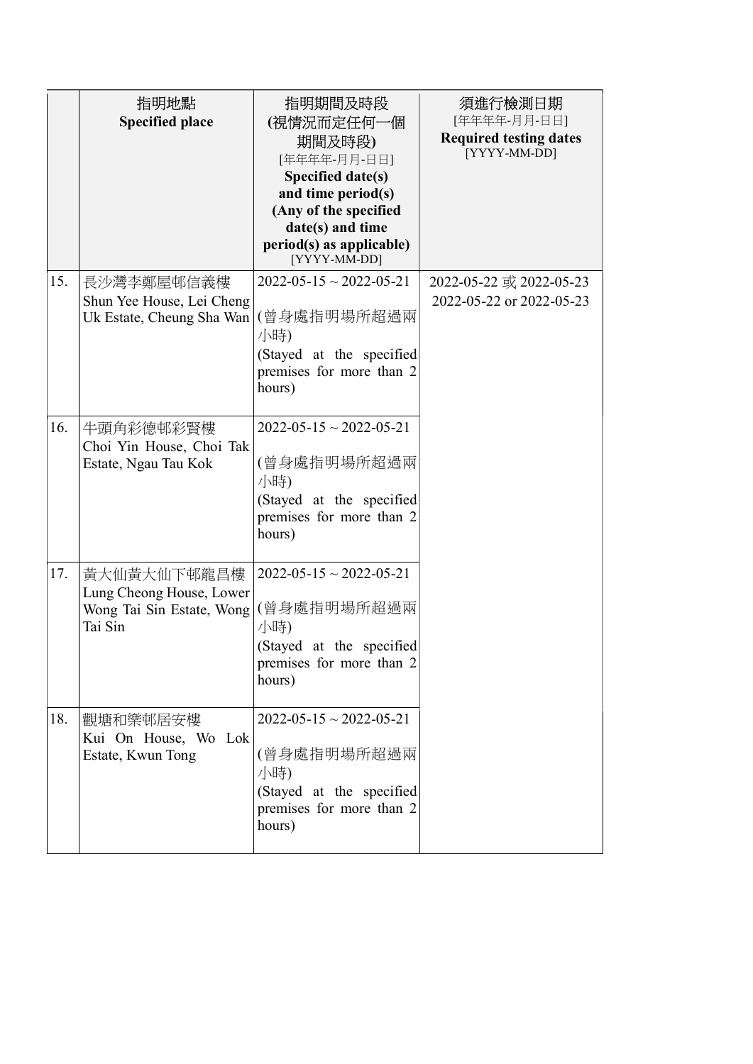| | 指明地點<br>**Specified place** | 指明期間及時段<br>**(視情況而定任何一個期間及時段)**<br>[年年年年-月月-日日]<br>**Specified date(s) and time period(s) (Any of the specified date(s) and time period(s) as applicable)**<br>[YYYY-MM-DD] | 須進行檢測日期<br>[年年年年-月月-日日]<br>**Required testing dates**<br>[YYYY-MM-DD] |
|---|---|---|---|
| 15. | 長沙灣李鄭屋邨信義樓<br>Shun Yee House, Lei Cheng Uk Estate, Cheung Sha Wan | 2022-05-15 ~ 2022-05-21<br><br>(曾身處指明場所超過兩小時)<br>(Stayed at the specified premises for more than 2 hours) | 2022-05-22 或 2022-05-23<br>2022-05-22 or 2022-05-23 |
| 16. | 牛頭角彩德邨彩賢樓<br>Choi Yin House, Choi Tak Estate, Ngau Tau Kok | 2022-05-15 ~ 2022-05-21<br><br>(曾身處指明場所超過兩小時)<br>(Stayed at the specified premises for more than 2 hours) | |
| 17. | 黃大仙黃大仙下邨龍昌樓<br>Lung Cheong House, Lower Wong Tai Sin Estate, Wong Tai Sin | 2022-05-15 ~ 2022-05-21<br><br>(曾身處指明場所超過兩小時)<br>(Stayed at the specified premises for more than 2 hours) | |
| 18. | 觀塘和樂邨居安樓<br>Kui On House, Wo Lok Estate, Kwun Tong | 2022-05-15 ~ 2022-05-21<br><br>(曾身處指明場所超過兩小時)<br>(Stayed at the specified premises for more than 2 hours) | |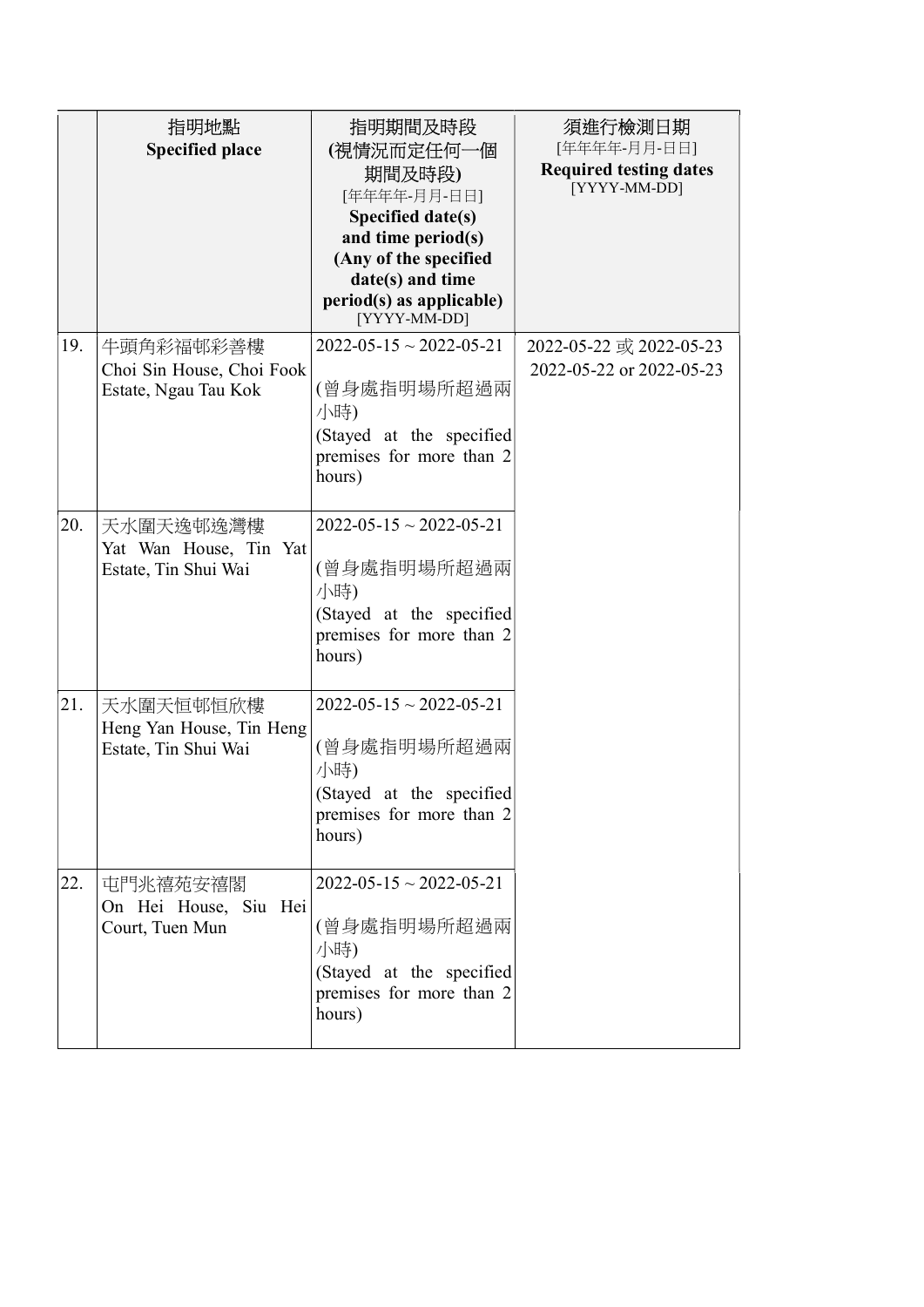| | 指明地點<br>**Specified place** | 指明期間及時段<br>**(視情況而定任何一個期間及時段)**<br>[年年年年-月月-日日]<br>**Specified date(s) and time period(s) (Any of the specified date(s) and time period(s) as applicable)**<br>[YYYY-MM-DD] | 須進行檢測日期<br>[年年年年-月月-日日]<br>**Required testing dates**<br>[YYYY-MM-DD] |
|---|---|---|---|
| 19. | 牛頭角彩福邨彩善樓<br>Choi Sin House, Choi Fook Estate, Ngau Tau Kok | 2022-05-15 ~ 2022-05-21<br><br>(曾身處指明場所超過兩小時)<br>(Stayed at the specified premises for more than 2 hours) | 2022-05-22 或 2022-05-23<br>2022-05-22 or 2022-05-23 |
| 20. | 天水圍天逸邨逸灣樓<br>Yat Wan House, Tin Yat Estate, Tin Shui Wai | 2022-05-15 ~ 2022-05-21<br><br>(曾身處指明場所超過兩小時)<br>(Stayed at the specified premises for more than 2 hours) | |
| 21. | 天水圍天恒邨恒欣樓<br>Heng Yan House, Tin Heng Estate, Tin Shui Wai | 2022-05-15 ~ 2022-05-21<br><br>(曾身處指明場所超過兩小時)<br>(Stayed at the specified premises for more than 2 hours) | |
| 22. | 屯門兆禧苑安禧閣<br>On Hei House, Siu Hei Court, Tuen Mun | 2022-05-15 ~ 2022-05-21<br><br>(曾身處指明場所超過兩小時)<br>(Stayed at the specified premises for more than 2 hours) | |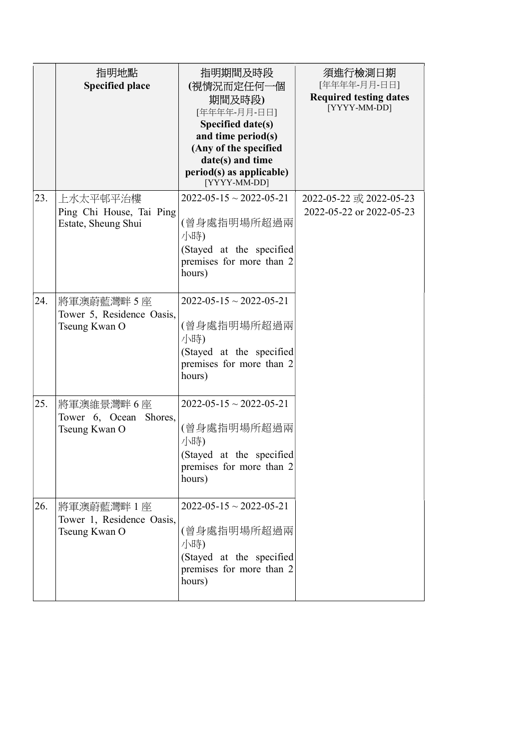| | 指明地點<br>**Specified place** | 指明期間及時段<br>**(視情況而定任何一個期間及時段)**<br>[年年年年-月月-日日]<br>**Specified date(s) and time period(s) (Any of the specified date(s) and time period(s) as applicable)**<br>[YYYY-MM-DD] | 須進行檢測日期<br>[年年年年-月月-日日]<br>**Required testing dates**<br>[YYYY-MM-DD] |
|---|---|---|---|
| 23. | 上水太平邨平治樓<br>Ping Chi House, Tai Ping Estate, Sheung Shui | 2022-05-15 ~ 2022-05-21<br><br>(曾身處指明場所超過兩小時)<br>(Stayed at the specified premises for more than 2 hours) | 2022-05-22 或 2022-05-23<br>2022-05-22 or 2022-05-23 |
| 24. | 將軍澳蔚藍灣畔 5 座<br>Tower 5, Residence Oasis, Tseung Kwan O | 2022-05-15 ~ 2022-05-21<br><br>(曾身處指明場所超過兩小時)<br>(Stayed at the specified premises for more than 2 hours) | |
| 25. | 將軍澳維景灣畔 6 座<br>Tower 6, Ocean Shores, Tseung Kwan O | 2022-05-15 ~ 2022-05-21<br><br>(曾身處指明場所超過兩小時)<br>(Stayed at the specified premises for more than 2 hours) | |
| 26. | 將軍澳蔚藍灣畔 1 座<br>Tower 1, Residence Oasis, Tseung Kwan O | 2022-05-15 ~ 2022-05-21<br><br>(曾身處指明場所超過兩小時)<br>(Stayed at the specified premises for more than 2 hours) | |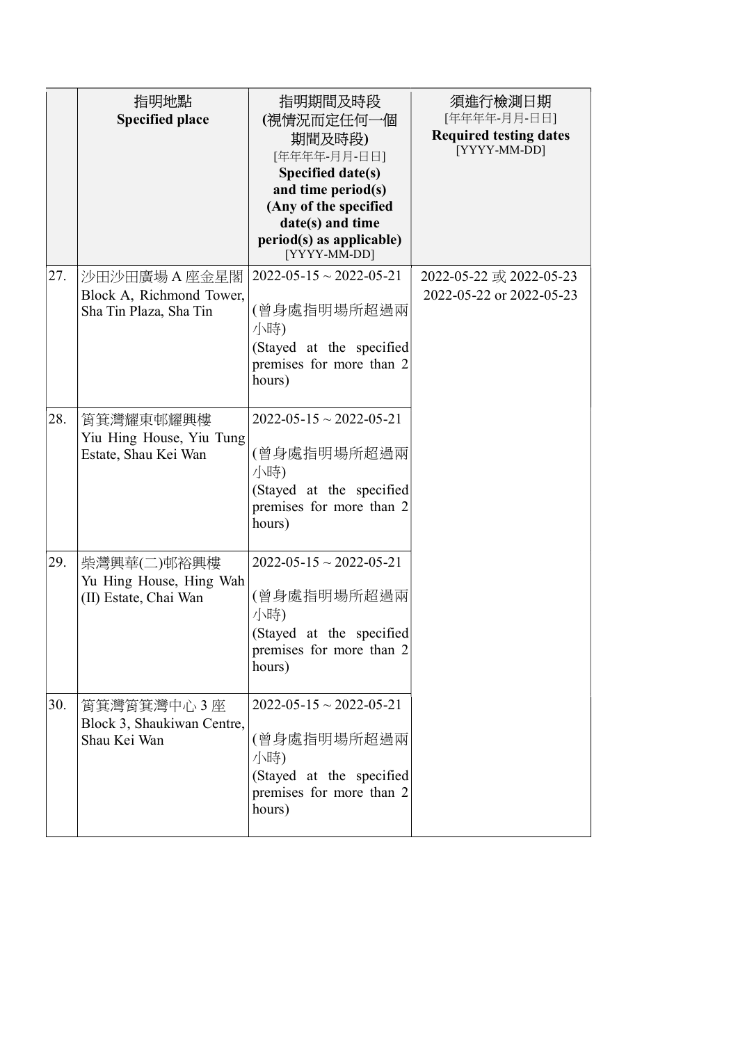| | 指明地點<br>**Specified place** | 指明期間及時段<br>**(視情況而定任何一個期間及時段)**<br>[年年年年-月月-日日]<br>**Specified date(s) and time period(s) (Any of the specified date(s) and time period(s) as applicable)**<br>[YYYY-MM-DD] | 須進行檢測日期<br>[年年年年-月月-日日]<br>**Required testing dates**<br>[YYYY-MM-DD] |
|---|---|---|---|
| 27. | 沙田沙田廣場 A 座金星閣<br>Block A, Richmond Tower, Sha Tin Plaza, Sha Tin | 2022-05-15 ~ 2022-05-21<br><br>(曾身處指明場所超過兩小時)<br>(Stayed at the specified premises for more than 2 hours) | 2022-05-22 或 2022-05-23<br>2022-05-22 or 2022-05-23 |
| 28. | 筲箕灣耀東邨耀興樓<br>Yiu Hing House, Yiu Tung Estate, Shau Kei Wan | 2022-05-15 ~ 2022-05-21<br><br>(曾身處指明場所超過兩小時)<br>(Stayed at the specified premises for more than 2 hours) | |
| 29. | 柴灣興華(二)邨裕興樓<br>Yu Hing House, Hing Wah (II) Estate, Chai Wan | 2022-05-15 ~ 2022-05-21<br><br>(曾身處指明場所超過兩小時)<br>(Stayed at the specified premises for more than 2 hours) | |
| 30. | 筲箕灣筲箕灣中心 3 座<br>Block 3, Shaukiwan Centre, Shau Kei Wan | 2022-05-15 ~ 2022-05-21<br><br>(曾身處指明場所超過兩小時)<br>(Stayed at the specified premises for more than 2 hours) | |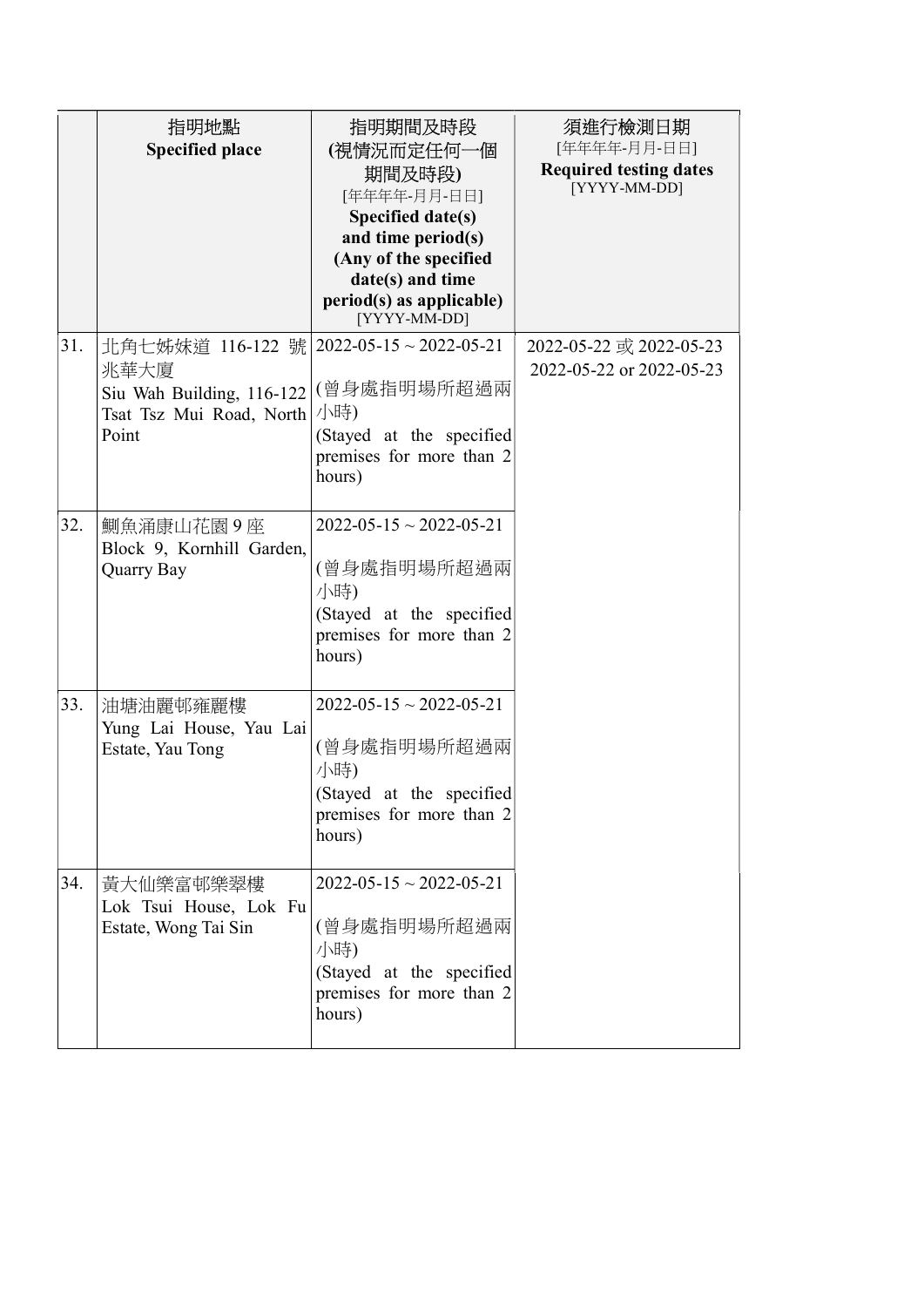| | 指明地點<br>**Specified place** | 指明期間及時段<br>**(視情況而定任何一個期間及時段)**<br>[年年年年-月月-日日]<br>**Specified date(s) and time period(s) (Any of the specified date(s) and time period(s) as applicable)**<br>[YYYY-MM-DD] | 須進行檢測日期<br>[年年年年-月月-日日]<br>**Required testing dates**<br>[YYYY-MM-DD] |
|---|---|---|---|
| 31. | 北角七姊妹道 116-122 號兆華大廈<br>Siu Wah Building, 116-122 Tsat Tsz Mui Road, North Point | 2022-05-15 ~ 2022-05-21<br><br>(曾身處指明場所超過兩小時)<br>(Stayed at the specified premises for more than 2 hours) | 2022-05-22 或 2022-05-23<br>2022-05-22 or 2022-05-23 |
| 32. | 鰂魚涌康山花園 9 座<br>Block 9, Kornhill Garden, Quarry Bay | 2022-05-15 ~ 2022-05-21<br><br>(曾身處指明場所超過兩小時)<br>(Stayed at the specified premises for more than 2 hours) | |
| 33. | 油塘油麗邨雍麗樓<br>Yung Lai House, Yau Lai Estate, Yau Tong | 2022-05-15 ~ 2022-05-21<br><br>(曾身處指明場所超過兩小時)<br>(Stayed at the specified premises for more than 2 hours) | |
| 34. | 黃大仙樂富邨樂翠樓<br>Lok Tsui House, Lok Fu Estate, Wong Tai Sin | 2022-05-15 ~ 2022-05-21<br><br>(曾身處指明場所超過兩小時)<br>(Stayed at the specified premises for more than 2 hours) | |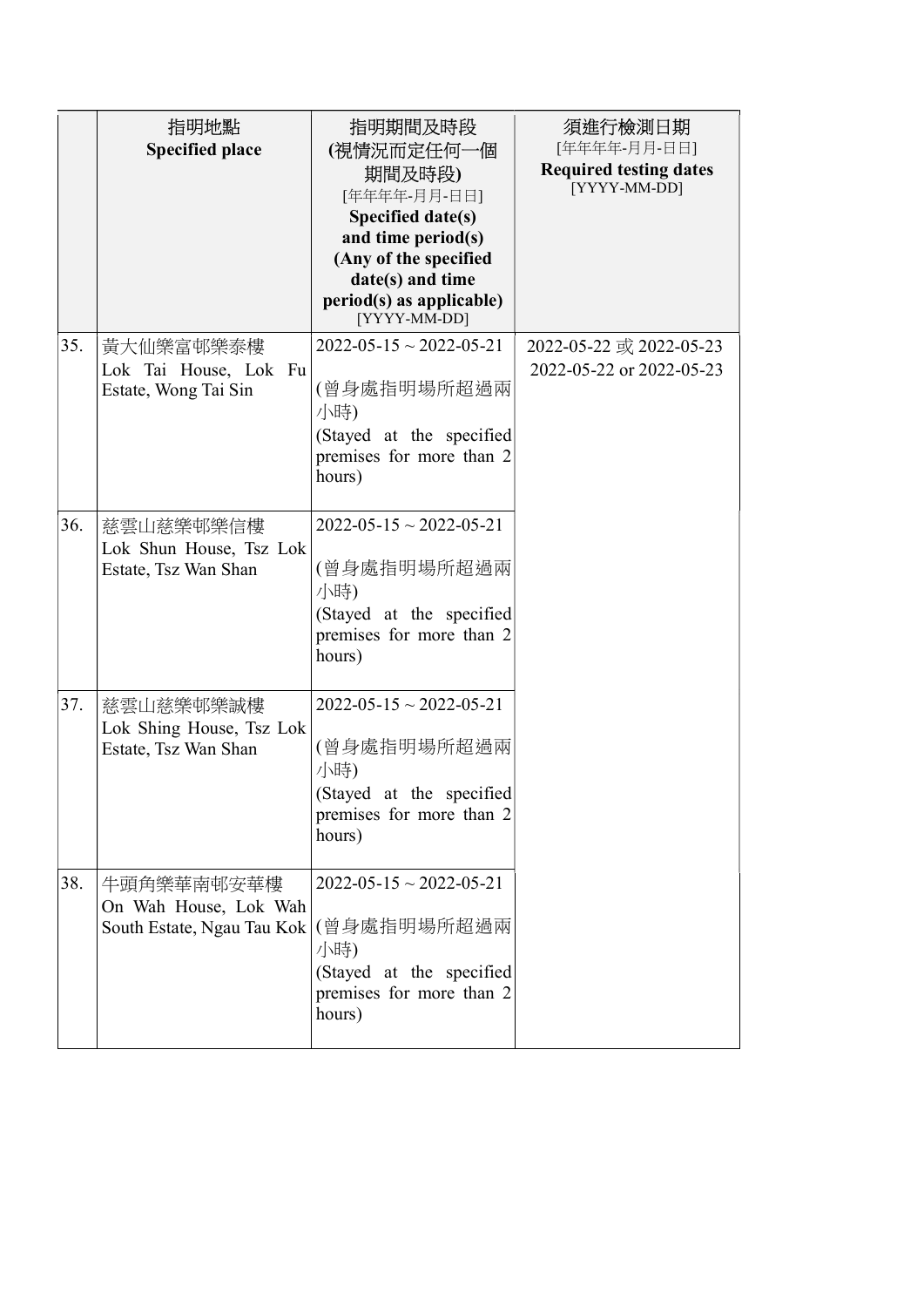| | 指明地點<br>**Specified place** | 指明期間及時段<br>**(視情況而定任何一個期間及時段)**<br>[年年年年-月月-日日]<br>**Specified date(s) and time period(s) (Any of the specified date(s) and time period(s) as applicable)**<br>[YYYY-MM-DD] | 須進行檢測日期<br>[年年年年-月月-日日]<br>**Required testing dates**<br>[YYYY-MM-DD] |
|---|---|---|---|
| 35. | 黃大仙樂富邨樂泰樓<br>Lok Tai House, Lok Fu Estate, Wong Tai Sin | 2022-05-15 ~ 2022-05-21<br><br>(曾身處指明場所超過兩小時)<br>(Stayed at the specified premises for more than 2 hours) | 2022-05-22 或 2022-05-23<br>2022-05-22 or 2022-05-23 |
| 36. | 慈雲山慈樂邨樂信樓<br>Lok Shun House, Tsz Lok Estate, Tsz Wan Shan | 2022-05-15 ~ 2022-05-21<br><br>(曾身處指明場所超過兩小時)<br>(Stayed at the specified premises for more than 2 hours) | |
| 37. | 慈雲山慈樂邨樂誠樓<br>Lok Shing House, Tsz Lok Estate, Tsz Wan Shan | 2022-05-15 ~ 2022-05-21<br><br>(曾身處指明場所超過兩小時)<br>(Stayed at the specified premises for more than 2 hours) | |
| 38. | 牛頭角樂華南邨安華樓<br>On Wah House, Lok Wah South Estate, Ngau Tau Kok | 2022-05-15 ~ 2022-05-21<br><br>(曾身處指明場所超過兩小時)<br>(Stayed at the specified premises for more than 2 hours) | |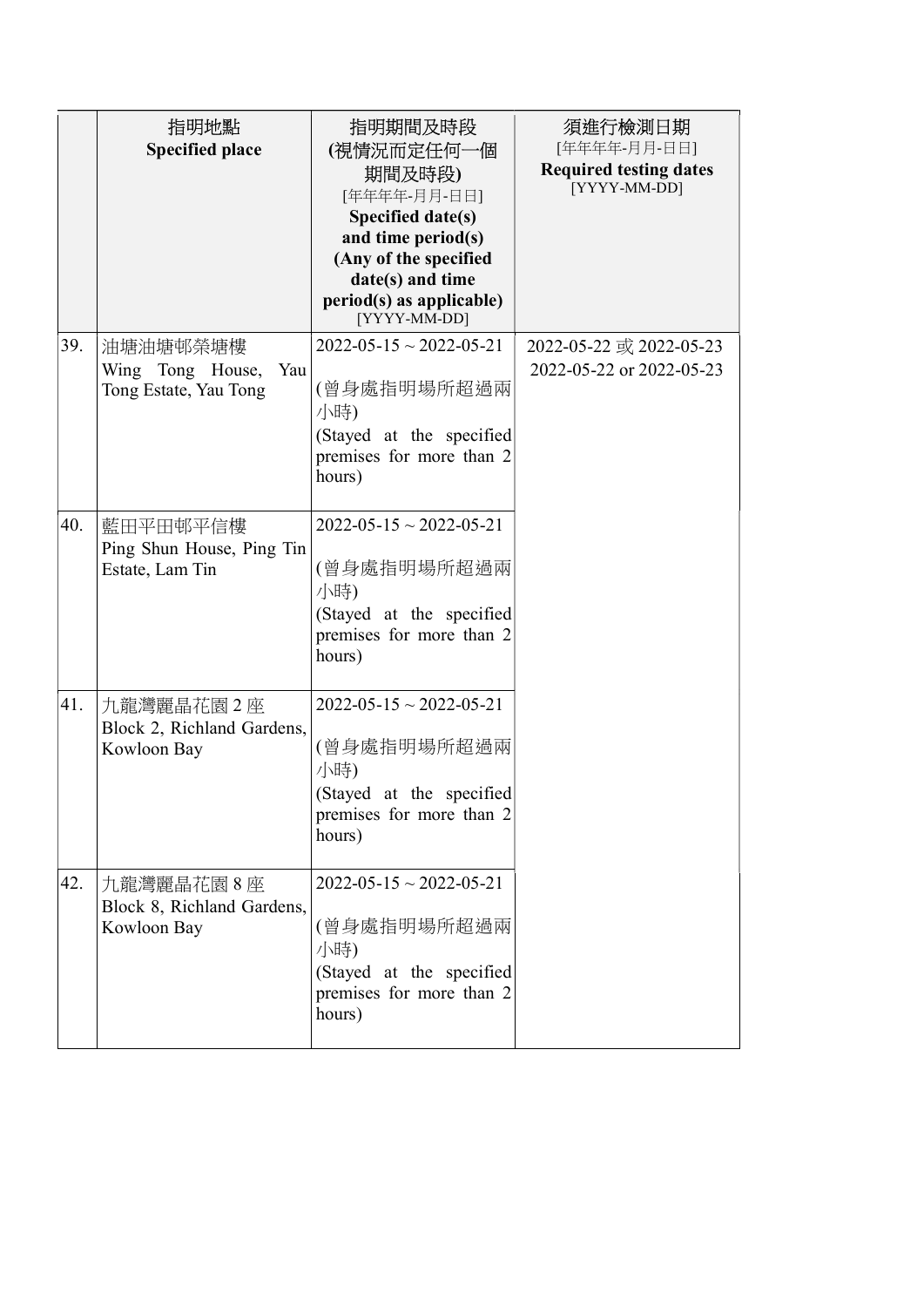|  | 指明地點<br>**Specified place** | 指明期間及時段<br>**(視情況而定任何一個期間及時段)**<br>[年年年年-月月-日日]<br>**Specified date(s) and time period(s) (Any of the specified date(s) and time period(s) as applicable)**<br>[YYYY-MM-DD] | 須進行檢測日期<br>[年年年年-月月-日日]<br>**Required testing dates**<br>[YYYY-MM-DD] |
|---|---|---|---|
| 39. | 油塘油塘邨榮塘樓<br>Wing Tong House, Yau Tong Estate, Yau Tong | 2022-05-15 ~ 2022-05-21<br><br>(曾身處指明場所超過兩小時)<br>(Stayed at the specified premises for more than 2 hours) | 2022-05-22 或 2022-05-23<br>2022-05-22 or 2022-05-23 |
| 40. | 藍田平田邨平信樓<br>Ping Shun House, Ping Tin Estate, Lam Tin | 2022-05-15 ~ 2022-05-21<br><br>(曾身處指明場所超過兩小時)<br>(Stayed at the specified premises for more than 2 hours) | |
| 41. | 九龍灣麗晶花園 2 座<br>Block 2, Richland Gardens, Kowloon Bay | 2022-05-15 ~ 2022-05-21<br><br>(曾身處指明場所超過兩小時)<br>(Stayed at the specified premises for more than 2 hours) | |
| 42. | 九龍灣麗晶花園 8 座<br>Block 8, Richland Gardens, Kowloon Bay | 2022-05-15 ~ 2022-05-21<br><br>(曾身處指明場所超過兩小時)<br>(Stayed at the specified premises for more than 2 hours) | |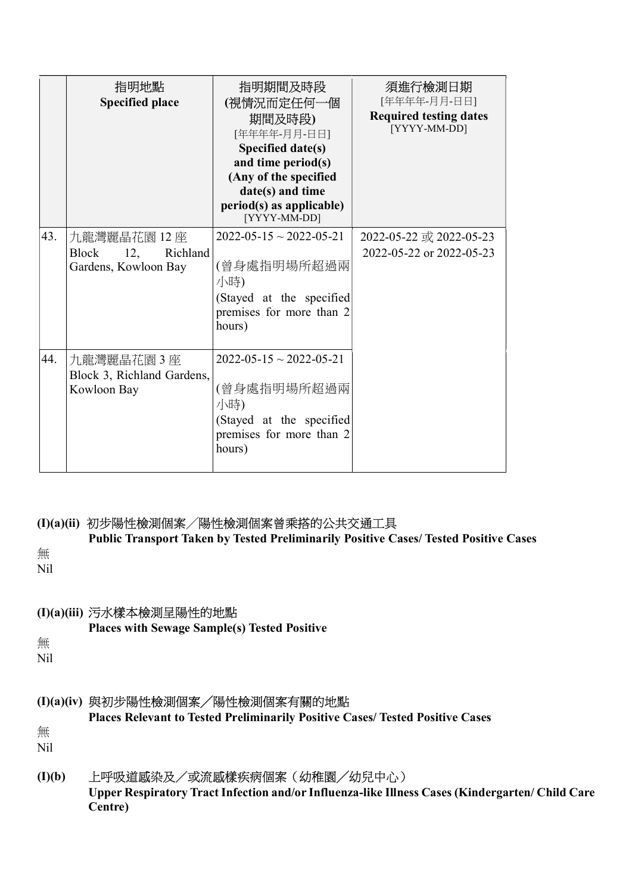|  | 指明地點<br>**Specified place** | 指明期間及時段<br>**(視情況而定任何一個期間及時段)**<br>[年年年年-月月-日日]<br>**Specified date(s) and time period(s) (Any of the specified date(s) and time period(s) as applicable)**<br>[YYYY-MM-DD] | 須進行檢測日期<br>[年年年年-月月-日日]<br>**Required testing dates**<br>[YYYY-MM-DD] |
|---|---|---|---|
| 43. | 九龍灣麗晶花園 12 座<br>Block 12, Richland Gardens, Kowloon Bay | 2022-05-15 ~ 2022-05-21<br><br>(曾身處指明場所超過兩小時)<br>(Stayed at the specified premises for more than 2 hours) | 2022-05-22 或 2022-05-23<br>2022-05-22 or 2022-05-23 |
| 44. | 九龍灣麗晶花園 3 座<br>Block 3, Richland Gardens, Kowloon Bay | 2022-05-15 ~ 2022-05-21<br><br>(曾身處指明場所超過兩小時)<br>(Stayed at the specified premises for more than 2 hours) | |

**(I)(a)(ii)** 初步陽性檢測個案／陽性檢測個案曾乘搭的公共交通工具
**Public Transport Taken by Tested Preliminarily Positive Cases/ Tested Positive Cases**

無
Nil

**(I)(a)(iii)** 污水樣本檢測呈陽性的地點
**Places with Sewage Sample(s) Tested Positive**

無
Nil

**(I)(a)(iv)** 與初步陽性檢測個案／陽性檢測個案有關的地點
**Places Relevant to Tested Preliminarily Positive Cases/ Tested Positive Cases**

無
Nil

**(I)(b)** 上呼吸道感染及／或流感樣疾病個案（幼稚園／幼兒中心）
**Upper Respiratory Tract Infection and/or Influenza-like Illness Cases (Kindergarten/ Child Care Centre)**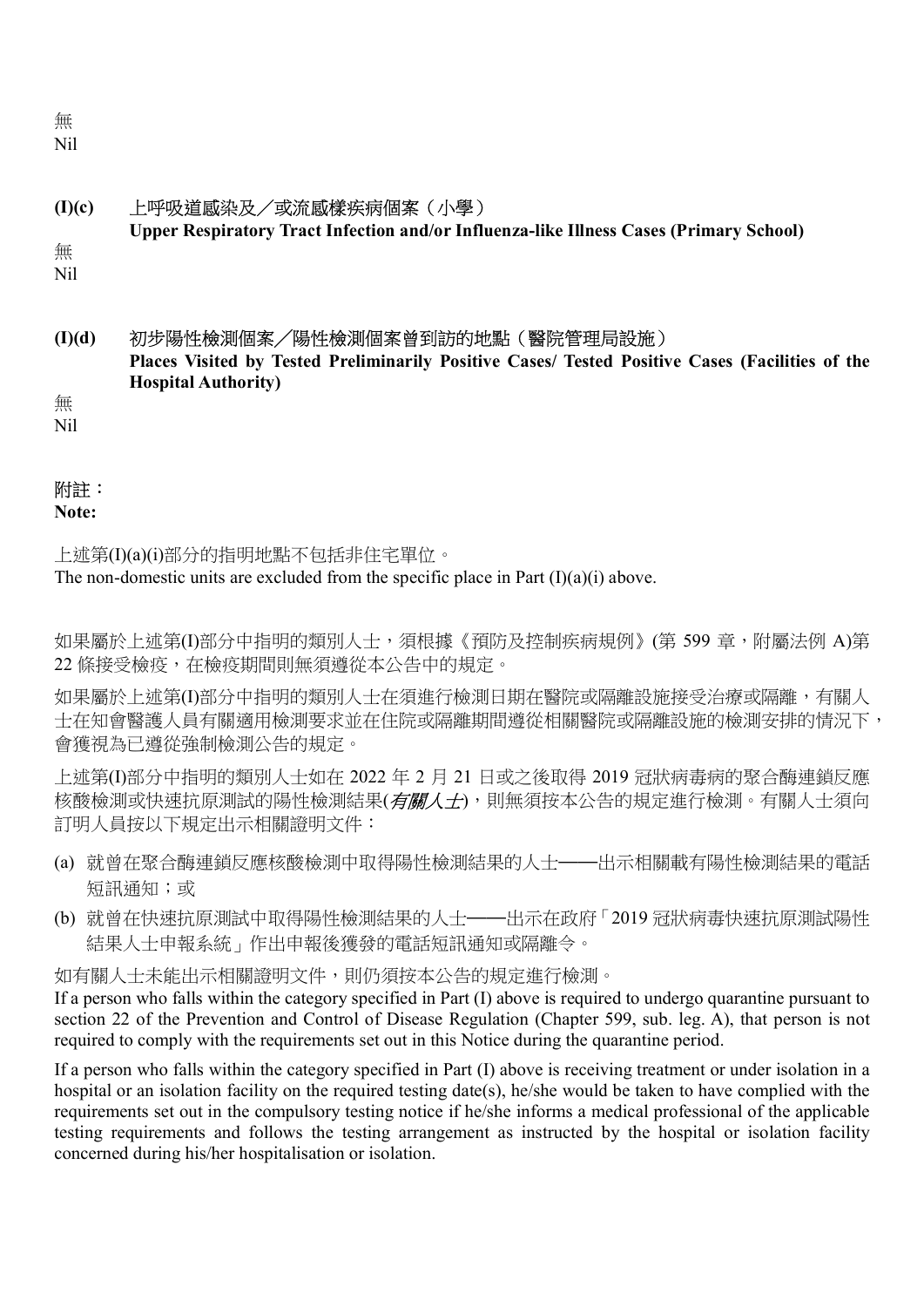無
Nil

**(I)(c)** 上呼吸道感染及／或流感樣疾病個案（小學）
**Upper Respiratory Tract Infection and/or Influenza-like Illness Cases (Primary School)**

無
Nil

**(I)(d)** 初步陽性檢測個案／陽性檢測個案曾到訪的地點（醫院管理局設施）
**Places Visited by Tested Preliminarily Positive Cases/ Tested Positive Cases (Facilities of the Hospital Authority)**

無
Nil

附註：
**Note:**

上述第(I)(a)(i)部分的指明地點不包括非住宅單位。
The non-domestic units are excluded from the specific place in Part (I)(a)(i) above.

如果屬於上述第(I)部分中指明的類別人士，須根據《預防及控制疾病規例》(第 599 章，附屬法例 A)第 22 條接受檢疫，在檢疫期間則無須遵從本公告中的規定。

如果屬於上述第(I)部分中指明的類別人士在須進行檢測日期在醫院或隔離設施接受治療或隔離，有關人士在知會醫護人員有關適用檢測要求並在住院或隔離期間遵從相關醫院或隔離設施的檢測安排的情況下，會獲視為已遵從強制檢測公告的規定。

上述第(I)部分中指明的類別人士如在 2022 年 2 月 21 日或之後取得 2019 冠狀病毒病的聚合酶連鎖反應核酸檢測或快速抗原測試的陽性檢測結果(*有關人士*)，則無須按本公告的規定進行檢測。有關人士須向訂明人員按以下規定出示相關證明文件：

(a) 就曾在聚合酶連鎖反應核酸檢測中取得陽性檢測結果的人士——出示相關載有陽性檢測結果的電話短訊通知；或
(b) 就曾在快速抗原測試中取得陽性檢測結果的人士——出示在政府「2019 冠狀病毒快速抗原測試陽性結果人士申報系統」作出申報後獲發的電話短訊通知或隔離令。

如有關人士未能出示相關證明文件，則仍須按本公告的規定進行檢測。

If a person who falls within the category specified in Part (I) above is required to undergo quarantine pursuant to section 22 of the Prevention and Control of Disease Regulation (Chapter 599, sub. leg. A), that person is not required to comply with the requirements set out in this Notice during the quarantine period.

If a person who falls within the category specified in Part (I) above is receiving treatment or under isolation in a hospital or an isolation facility on the required testing date(s), he/she would be taken to have complied with the requirements set out in the compulsory testing notice if he/she informs a medical professional of the applicable testing requirements and follows the testing arrangement as instructed by the hospital or isolation facility concerned during his/her hospitalisation or isolation.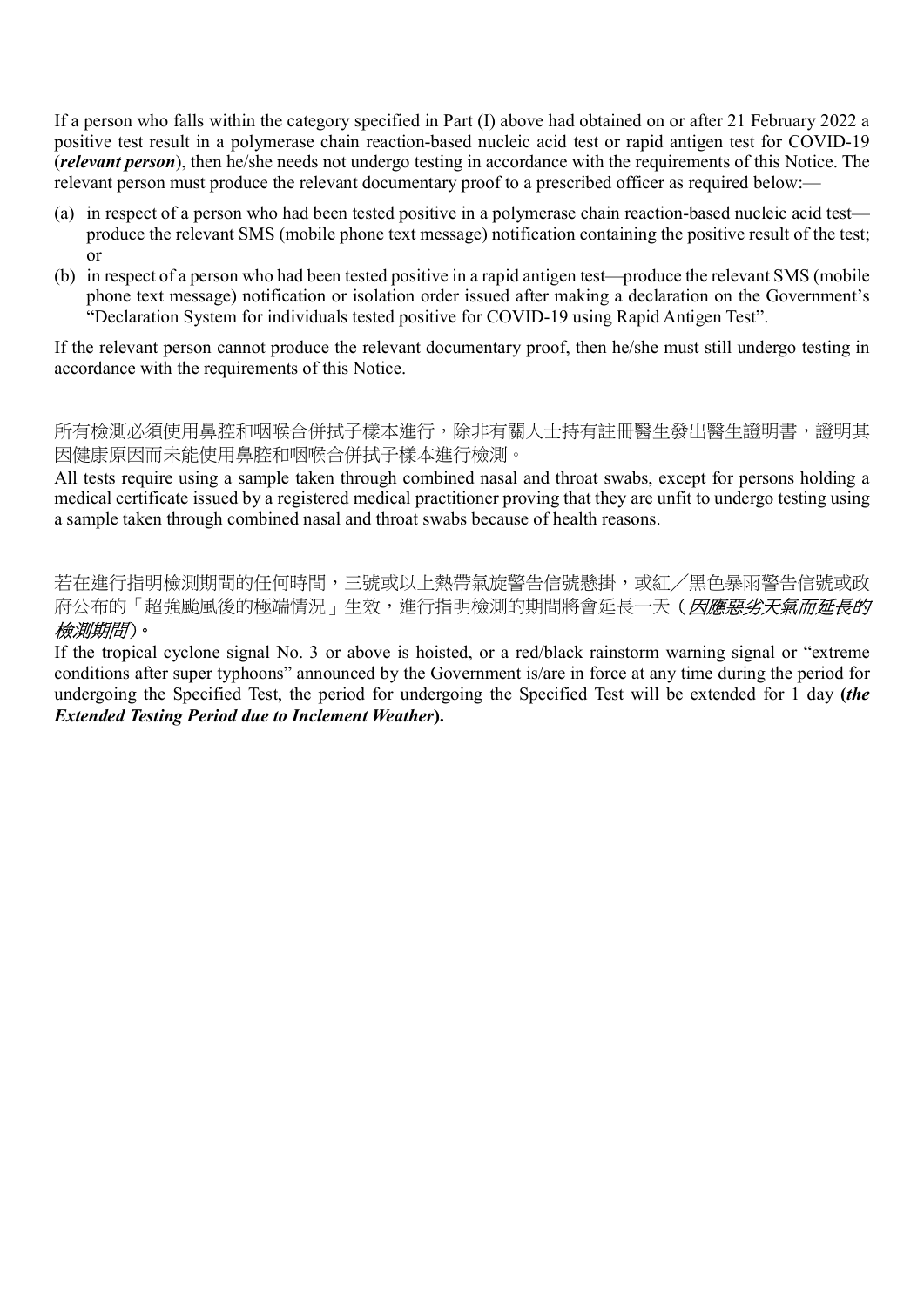If a person who falls within the category specified in Part (I) above had obtained on or after 21 February 2022 a positive test result in a polymerase chain reaction-based nucleic acid test or rapid antigen test for COVID-19 (***relevant person***), then he/she needs not undergo testing in accordance with the requirements of this Notice. The relevant person must produce the relevant documentary proof to a prescribed officer as required below:—

(a) in respect of a person who had been tested positive in a polymerase chain reaction-based nucleic acid test—produce the relevant SMS (mobile phone text message) notification containing the positive result of the test; or

(b) in respect of a person who had been tested positive in a rapid antigen test—produce the relevant SMS (mobile phone text message) notification or isolation order issued after making a declaration on the Government's "Declaration System for individuals tested positive for COVID-19 using Rapid Antigen Test".

If the relevant person cannot produce the relevant documentary proof, then he/she must still undergo testing in accordance with the requirements of this Notice.

所有檢測必須使用鼻腔和咽喉合併拭子樣本進行，除非有關人士持有註冊醫生發出醫生證明書，證明其因健康原因而未能使用鼻腔和咽喉合併拭子樣本進行檢測。

All tests require using a sample taken through combined nasal and throat swabs, except for persons holding a medical certificate issued by a registered medical practitioner proving that they are unfit to undergo testing using a sample taken through combined nasal and throat swabs because of health reasons.

若在進行指明檢測期間的任何時間，三號或以上熱帶氣旋警告信號懸掛，或紅╱黑色暴雨警告信號或政府公布的「超強颱風後的極端情況」生效，進行指明檢測的期間將會延長一天（*因應惡劣天氣而延長的檢測期間*）。

If the tropical cyclone signal No. 3 or above is hoisted, or a red/black rainstorm warning signal or "extreme conditions after super typhoons" announced by the Government is/are in force at any time during the period for undergoing the Specified Test, the period for undergoing the Specified Test will be extended for 1 day **(*the Extended Testing Period due to Inclement Weather*).**